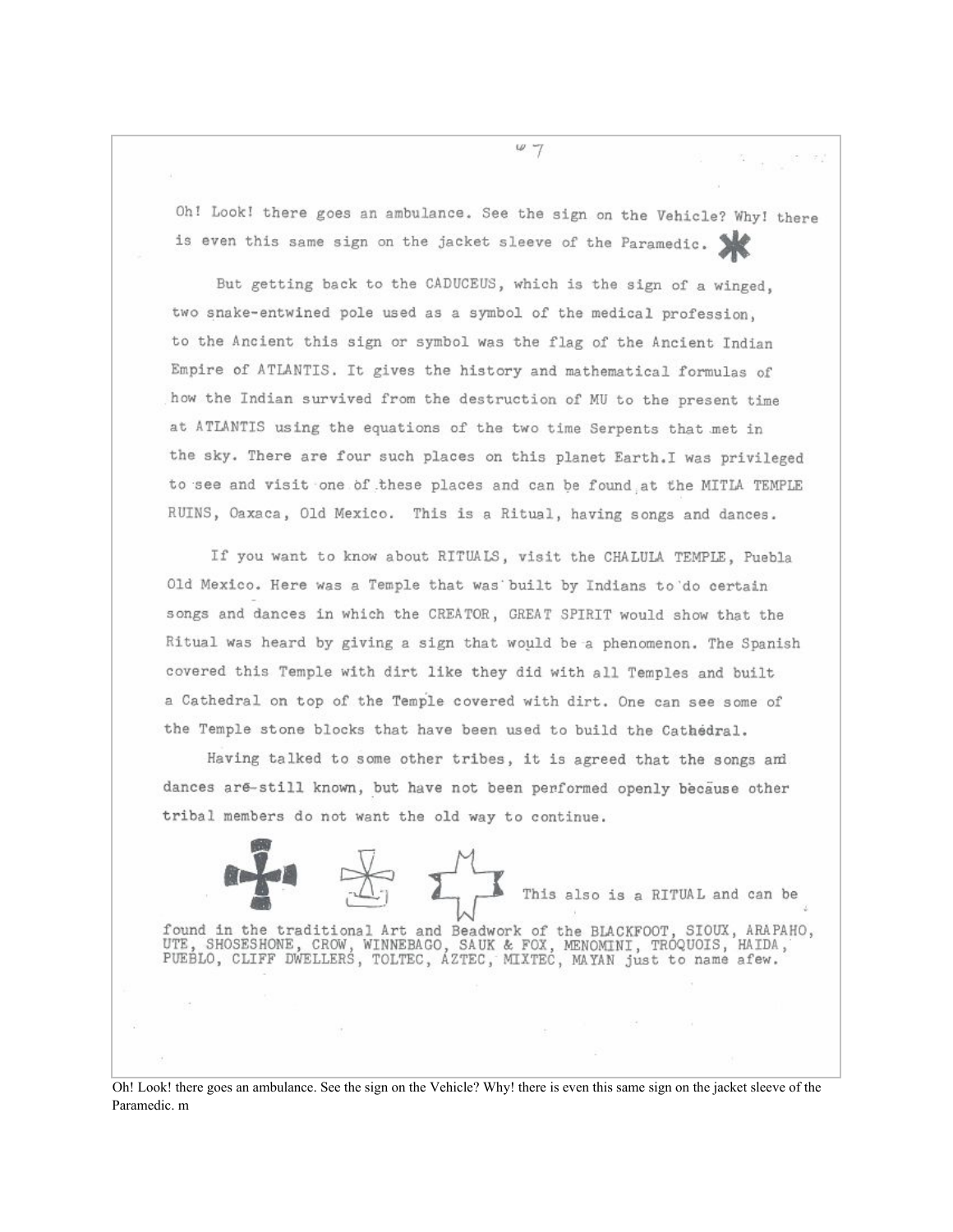Oh! Look! there goes an ambulance. See the sign on the Vehicle? Why! there is even this same sign on the jacket sleeve of the Paramedic.

But getting back to the CADUCEUS, which is the sign of a winged, two snake-entwined pole used as a symbol of the medical profession, to the Ancient this sign or symbol was the flag of the Ancient Indian Empire of ATLANTIS. It gives the history and mathematical formulas of how the Indian survived from the destruction of MU to the present time at ATLANTIS using the equations of the two time Serpents that met in the sky. There are four such places on this planet Earth. I was privileged to see and visit one of these places and can be found at the MITLA TEMPLE RUINS, Oaxaca, Old Mexico. This is a Ritual, having songs and dances.

If you want to know about RITUALS, visit the CHALULA TEMPLE, Puebla Old Mexico. Here was a Temple that was built by Indians to do certain songs and dances in which the CREATOR, GREAT SPIRIT would show that the Ritual was heard by giving a sign that would be a phenomenon. The Spanish covered this Temple with dirt like they did with all Temples and built a Cathedral on top of the Temple covered with dirt. One can see some of the Temple stone blocks that have been used to build the Cathedral.

Having talked to some other tribes, it is agreed that the songs and dances are still known, but have not been performed openly because other tribal members do not want the old way to continue.

This also is a RITUAL and can be found in the traditional Art and Beadwork of the BLACKFOOT, SIOUX, ARAPAHO, UTE, SHOSESHONE, CROW, WINNEBAGO, SAUK & FOX, MENOMINI, TROQUOIS, HAIDA, PUEBLO, CLIFF DWELLERS, TOLTEC, AZTEC, MIXTEC, MAYAN just to name afew.

Oh! Look! there goes an ambulance. See the sign on the Vehicle? Why! there is even this same sign on the jacket sleeve of the Paramedic. m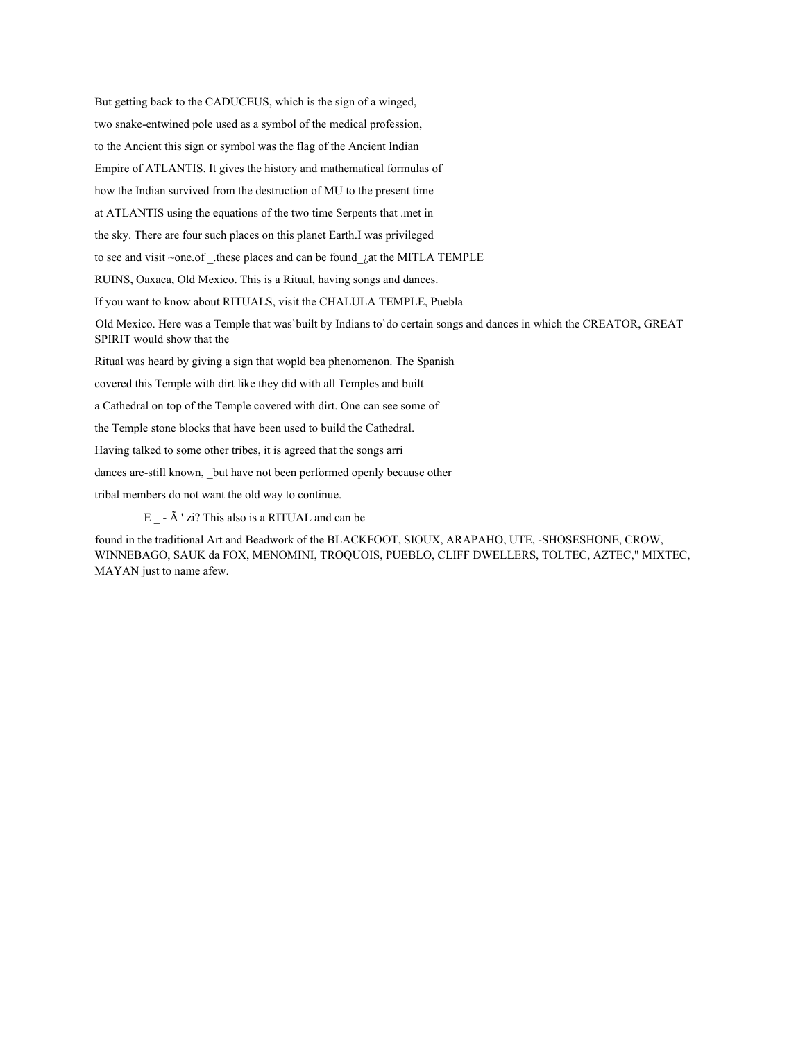But getting back to the CADUCEUS, which is the sign of a winged, two snake-entwined pole used as a symbol of the medical profession, to the Ancient this sign or symbol was the flag of the Ancient Indian Empire of ATLANTIS. It gives the history and mathematical formulas of how the Indian survived from the destruction of MU to the present time at ATLANTIS using the equations of the two time Serpents that .met in the sky. There are four such places on this planet Earth.I was privileged to see and visit ~one.of _.these places and can be found_¿at the MITLA TEMPLE RUINS, Oaxaca, Old Mexico. This is a Ritual, having songs and dances.

If you want to know about RITUALS, visit the CHALULA TEMPLE, Puebla Old Mexico. Here was a Temple that was`built by Indians to`do certain songs and dances in which the CREATOR, GREAT SPIRIT would show that the Ritual was heard by giving a sign that wopld bea phenomenon. The Spanish covered this Temple with dirt like they did with all Temples and built a Cathedral on top of the Temple covered with dirt. One can see some of the Temple stone blocks that have been used to build the Cathedral. Having talked to some other tribes, it is agreed that the songs arri dances are-still known, _but have not been performed openly because other tribal members do not want the old way to continue.

E _ - Ã ' zi? This also is a RITUAL and can be found in the traditional Art and Beadwork of the BLACKFOOT, SIOUX, ARAPAHO, UTE, -SHOSESHONE, CROW, WINNEBAGO, SAUK da FOX, MENOMINI, TROQUOIS, PUEBLO, CLIFF DWELLERS, TOLTEC, AZTEC," MIXTEC, MAYAN just to name afew.